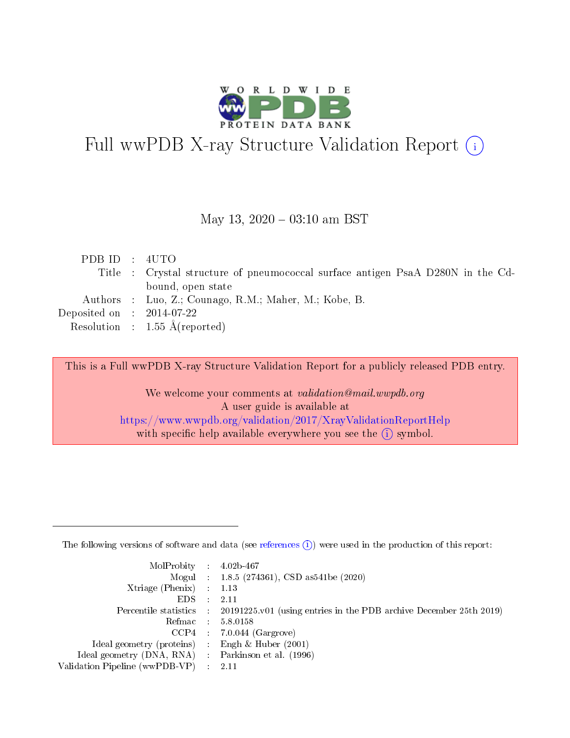# Full wwPDB X-ray Structure Validation Report (i)

May 13, 2020 – 03:10 am BST

| | | |
|---|---|---|
| PDB ID | : | 4UTO |
| Title | : | Crystal structure of pneumococcal surface antigen PsaA D280N in the Cd-bound, open state |
| Authors | : | Luo, Z.; Counago, R.M.; Maher, M.; Kobe, B. |
| Deposited on | : | 2014-07-22 |
| Resolution | : | 1.55 Å(reported) |

This is a Full wwPDB X-ray Structure Validation Report for a publicly released PDB entry.

We welcome your comments at *validation@mail.wwpdb.org*
A user guide is available at
https://www.wwpdb.org/validation/2017/XrayValidationReportHelp
with specific help available everywhere you see the (i) symbol.

---

The following versions of software and data (see references (i)) were used in the production of this report:

| | | |
|---|---|---|
| MolProbity | : | 4.02b-467 |
| Mogul | : | 1.8.5 (274361), CSD as541be (2020) |
| Xtriage (Phenix) | : | 1.13 |
| EDS | : | 2.11 |
| Percentile statistics | : | 20191225.v01 (using entries in the PDB archive December 25th 2019) |
| Refmac | : | 5.8.0158 |
| CCP4 | : | 7.0.044 (Gargrove) |
| Ideal geometry (proteins) | : | Engh & Huber (2001) |
| Ideal geometry (DNA, RNA) | : | Parkinson et al. (1996) |
| Validation Pipeline (wwPDB-VP) | : | 2.11 |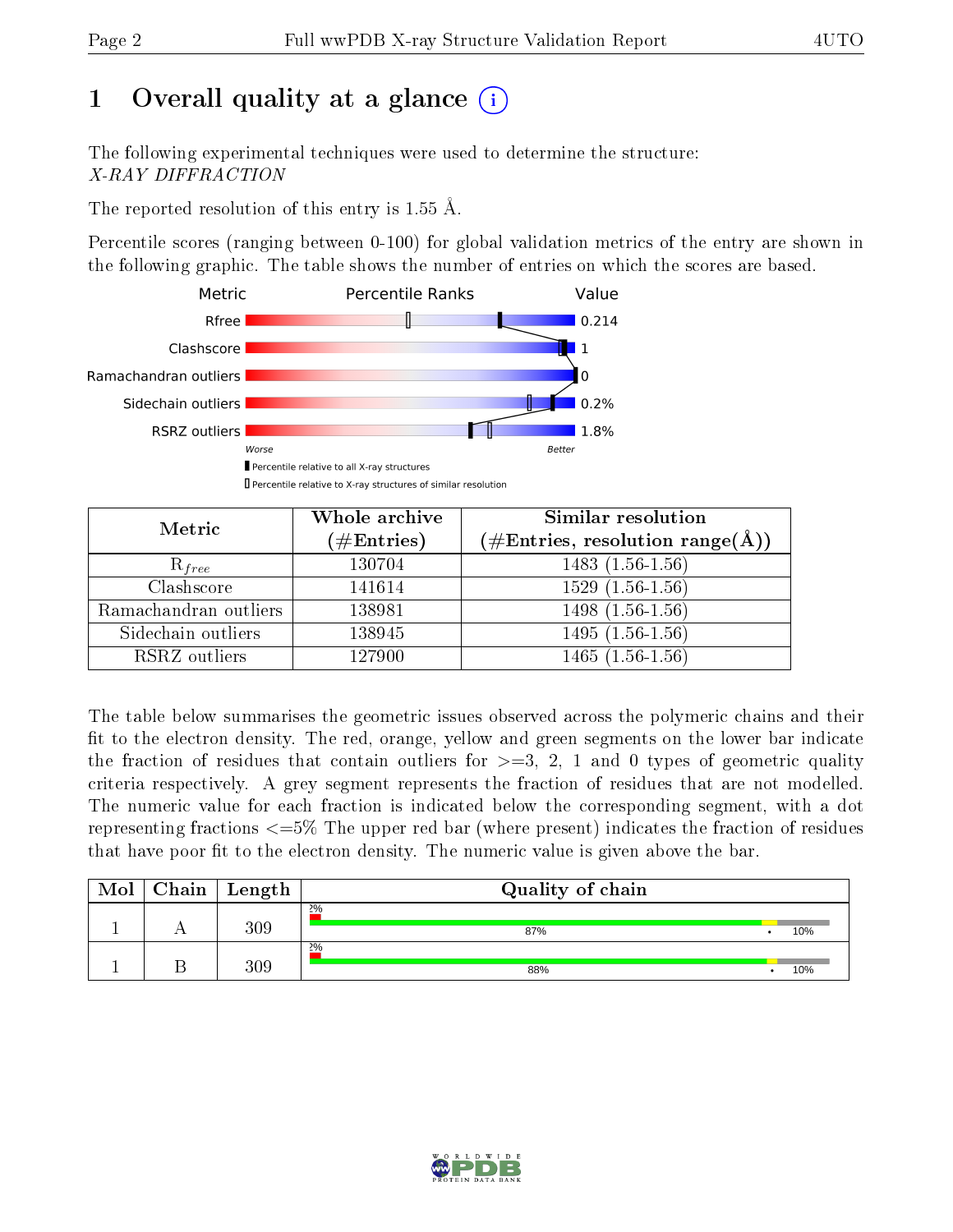# 1 Overall quality at a glance

The following experimental techniques were used to determine the structure:
*X-RAY DIFFRACTION*

The reported resolution of this entry is 1.55 Å.

Percentile scores (ranging between 0-100) for global validation metrics of the entry are shown in the following graphic. The table shows the number of entries on which the scores are based.

| Metric | Value |
|---|---|
| Rfree | 0.214 |
| Clashscore | 1 |
| Ramachandran outliers | 0 |
| Sidechain outliers | 0.2% |
| RSRZ outliers | 1.8% |

| Metric | Whole archive (#Entries) | Similar resolution (#Entries, resolution range(Å)) |
|---|---|---|
| $R_{free}$ | 130704 | 1483 (1.56-1.56) |
| Clashscore | 141614 | 1529 (1.56-1.56) |
| Ramachandran outliers | 138981 | 1498 (1.56-1.56) |
| Sidechain outliers | 138945 | 1495 (1.56-1.56) |
| RSRZ outliers | 127900 | 1465 (1.56-1.56) |

The table below summarises the geometric issues observed across the polymeric chains and their fit to the electron density. The red, orange, yellow and green segments on the lower bar indicate the fraction of residues that contain outliers for >=3, 2, 1 and 0 types of geometric quality criteria respectively. A grey segment represents the fraction of residues that are not modelled. The numeric value for each fraction is indicated below the corresponding segment, with a dot representing fractions <=5% The upper red bar (where present) indicates the fraction of residues that have poor fit to the electron density. The numeric value is given above the bar.

| Mol | Chain | Length | Quality of chain |
|---|---|---|---|
| 1 | A | 309 | 2%; 87%, •, 10% |
| 1 | B | 309 | 2%; 88%, •, 10% |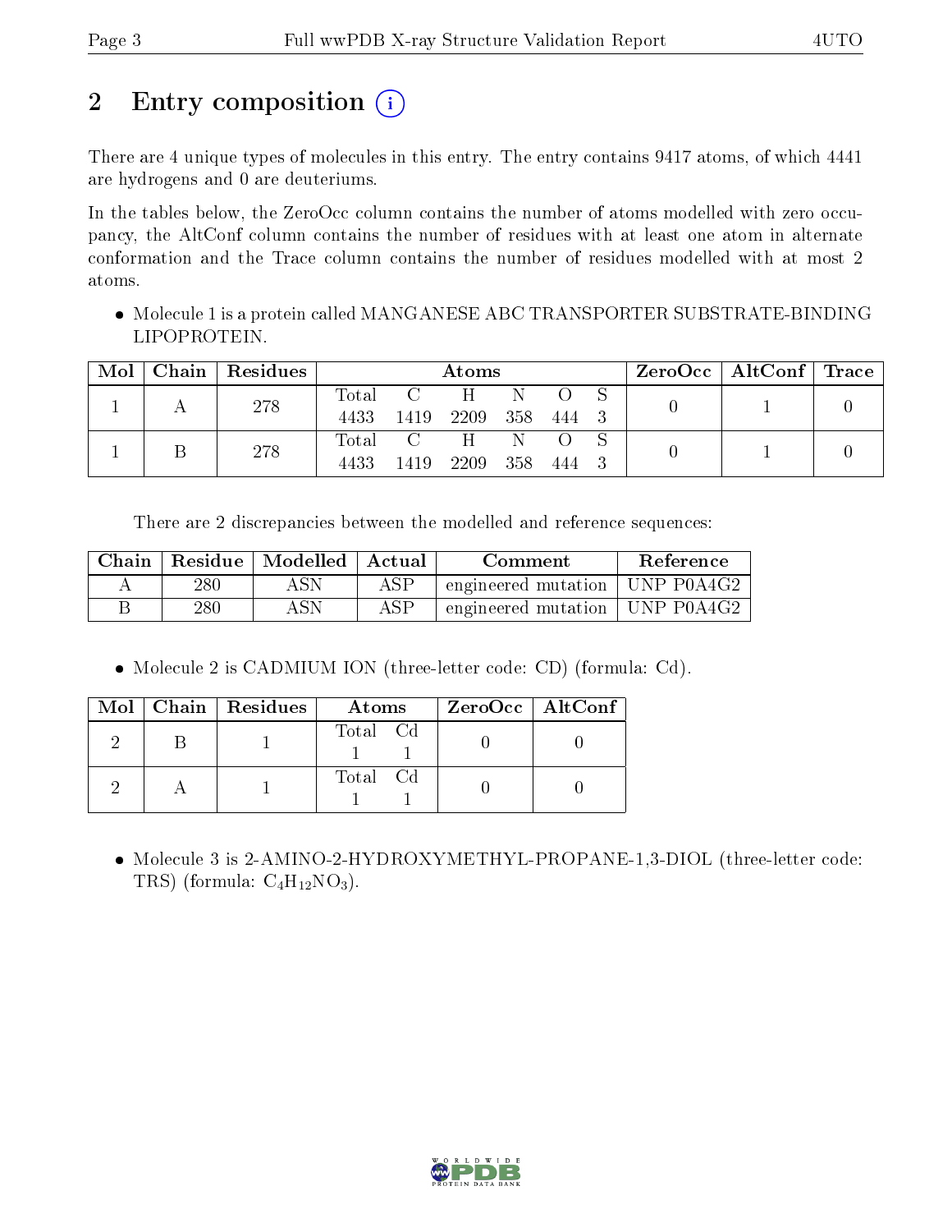# 2 Entry composition

There are 4 unique types of molecules in this entry. The entry contains 9417 atoms, of which 4441 are hydrogens and 0 are deuteriums.

In the tables below, the ZeroOcc column contains the number of atoms modelled with zero occupancy, the AltConf column contains the number of residues with at least one atom in alternate conformation and the Trace column contains the number of residues modelled with at most 2 atoms.

- Molecule 1 is a protein called MANGANESE ABC TRANSPORTER SUBSTRATE-BINDING LIPOPROTEIN.

| Mol | Chain | Residues | Atoms | | | | | | ZeroOcc | AltConf | Trace |
|---|---|---|---|---|---|---|---|---|---|---|---|
| | | | Total | C | H | N | O | S | | | |
| 1 | A | 278 | 4433 | 1419 | 2209 | 358 | 444 | 3 | 0 | 1 | 0 |
| 1 | B | 278 | 4433 | 1419 | 2209 | 358 | 444 | 3 | 0 | 1 | 0 |

There are 2 discrepancies between the modelled and reference sequences:

| Chain | Residue | Modelled | Actual | Comment | Reference |
|---|---|---|---|---|---|
| A | 280 | ASN | ASP | engineered mutation | UNP P0A4G2 |
| B | 280 | ASN | ASP | engineered mutation | UNP P0A4G2 |

- Molecule 2 is CADMIUM ION (three-letter code: CD) (formula: Cd).

| Mol | Chain | Residues | Atoms | | ZeroOcc | AltConf |
|---|---|---|---|---|---|---|
| | | | Total | Cd | | |
| 2 | B | 1 | 1 | 1 | 0 | 0 |
| 2 | A | 1 | 1 | 1 | 0 | 0 |

- Molecule 3 is 2-AMINO-2-HYDROXYMETHYL-PROPANE-1,3-DIOL (three-letter code: TRS) (formula: $C_4H_{12}NO_3$).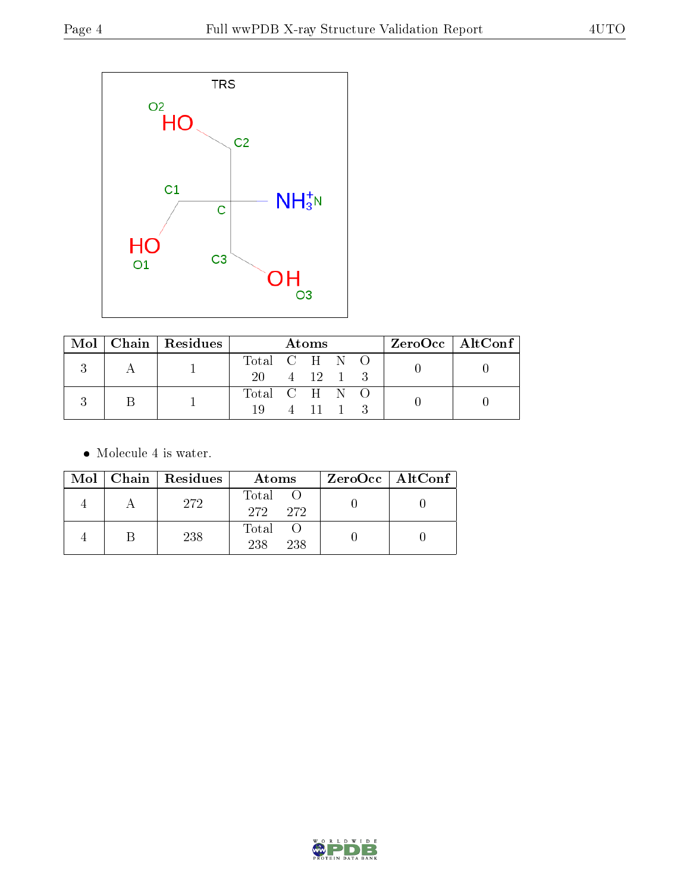TRS

| Mol | Chain | Residues | Atoms | | | | | ZeroOcc | AltConf |
|---|---|---|---|---|---|---|---|---|---|
| | | | Total | C | H | N | O | | |
| 3 | A | 1 | 20 | 4 | 12 | 1 | 3 | 0 | 0 |
| 3 | B | 1 | 19 | 4 | 11 | 1 | 3 | 0 | 0 |

- Molecule 4 is water.

| Mol | Chain | Residues | Atoms | | ZeroOcc | AltConf |
|---|---|---|---|---|---|---|
| | | | Total | O | | |
| 4 | A | 272 | 272 | 272 | 0 | 0 |
| 4 | B | 238 | 238 | 238 | 0 | 0 |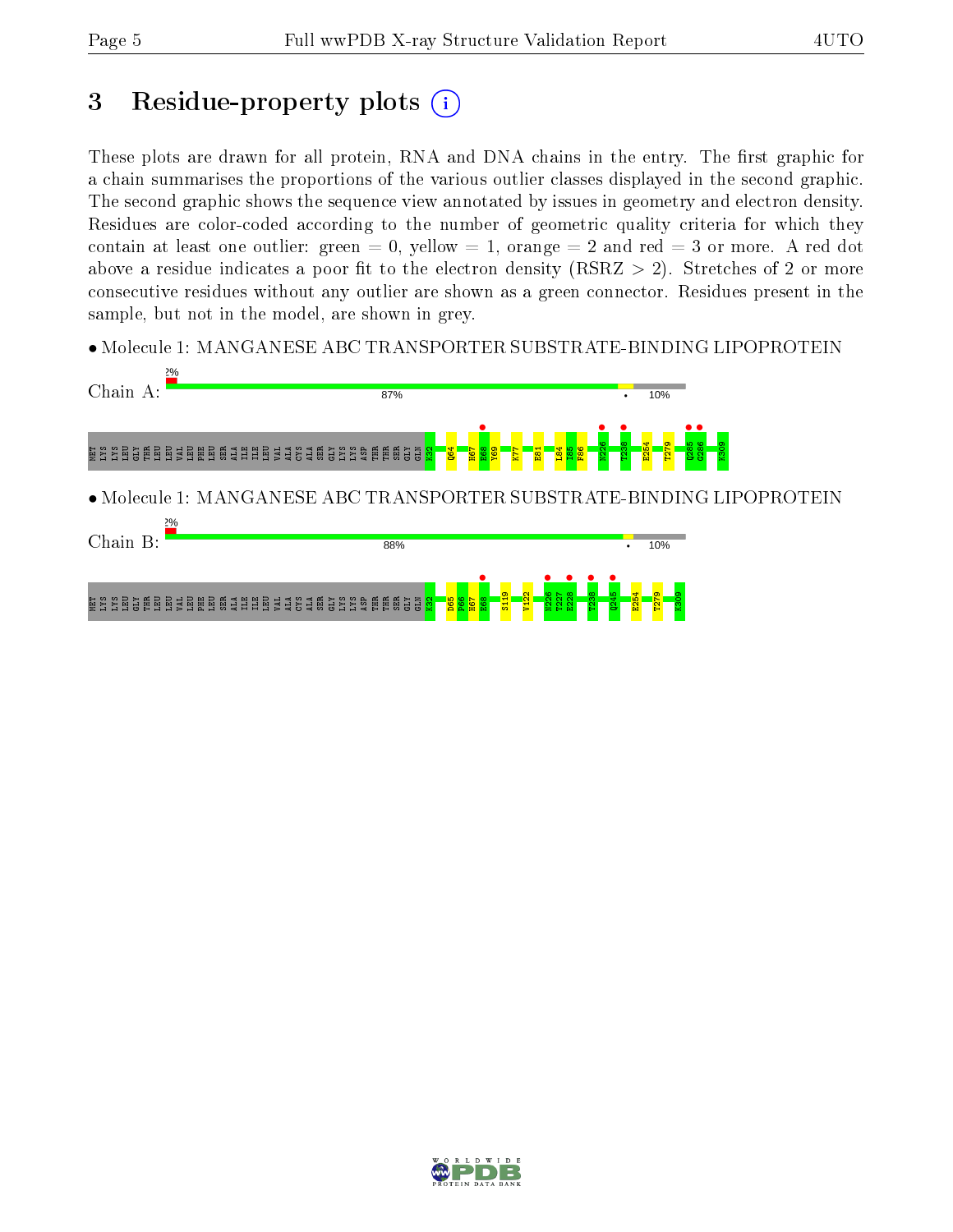# 3 Residue-property plots

These plots are drawn for all protein, RNA and DNA chains in the entry. The first graphic for a chain summarises the proportions of the various outlier classes displayed in the second graphic. The second graphic shows the sequence view annotated by issues in geometry and electron density. Residues are color-coded according to the number of geometric quality criteria for which they contain at least one outlier: green = 0, yellow = 1, orange = 2 and red = 3 or more. A red dot above a residue indicates a poor fit to the electron density (RSRZ > 2). Stretches of 2 or more consecutive residues without any outlier are shown as a green connector. Residues present in the sample, but not in the model, are shown in grey.

- Molecule 1: MANGANESE ABC TRANSPORTER SUBSTRATE-BINDING LIPOPROTEIN

Chain A: 2% 87% • 10%

MET LYS LYS LEU GLY THR LEU LEU VAL LEU PHE LEU SER ALA ILE ILE LEU VAL ALA CYS ALA SER GLY LYS LYS ASP THR THR SER GLY GLN K32 Q64 H67 H68 Y69 K77 E81 L84 I85 F86 N226 T238 E254 T279 Q285 G286 K309

- Molecule 1: MANGANESE ABC TRANSPORTER SUBSTRATE-BINDING LIPOPROTEIN

Chain B: 2% 88% • 10%

MET LYS LYS LEU GLY THR LEU LEU VAL LEU PHE LEU SER ALA ILE ILE LEU VAL ALA CYS ALA SER GLY LYS LYS ASP THR THR SER GLY GLN K32 D65 F66 H67 H68 S119 V122 N226 T227 E228 T238 Q245 E254 T279 K309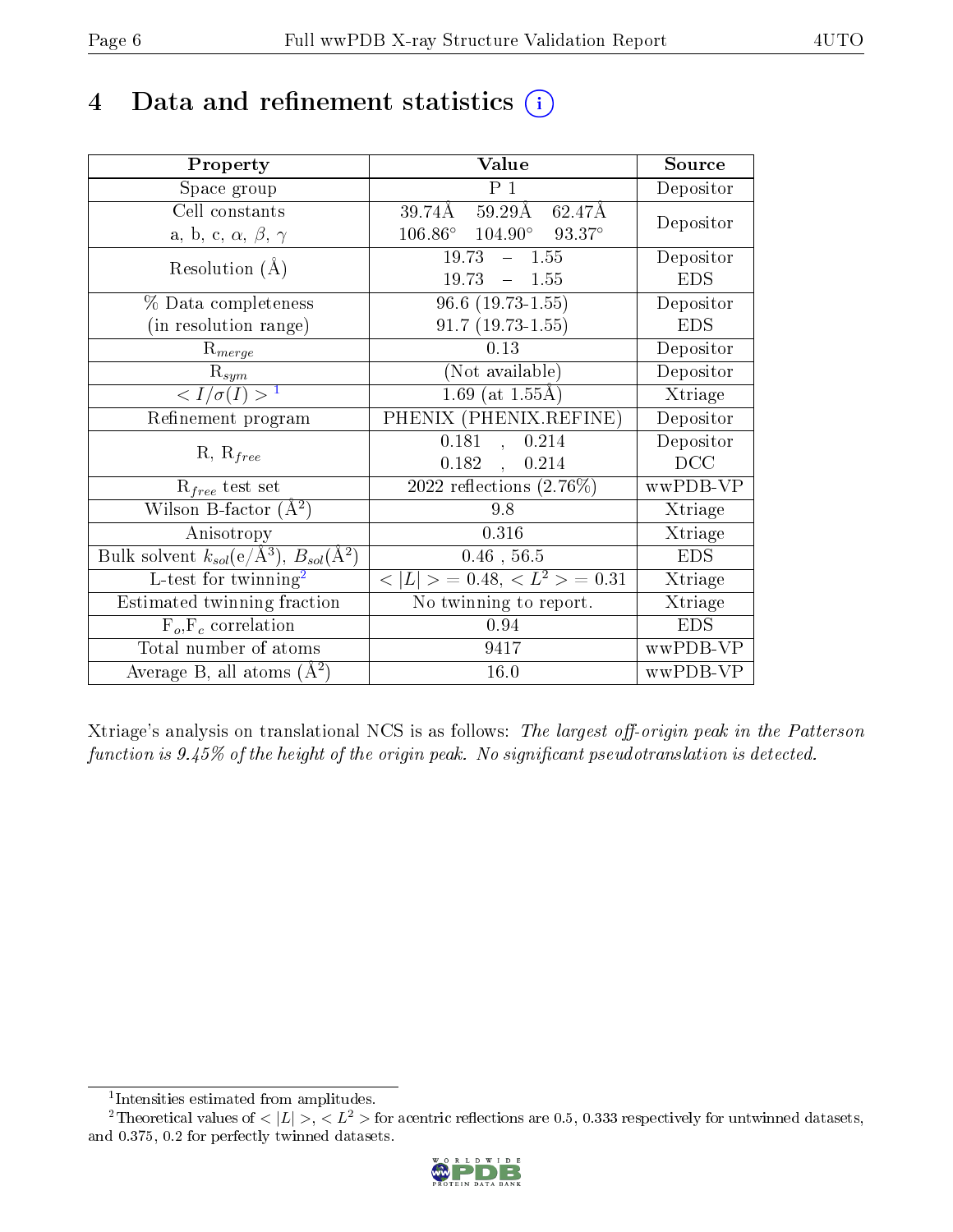# 4 Data and refinement statistics (i)

| Property | Value | Source |
|---|---|---|
| Space group | P 1 | Depositor |
| Cell constants<br>a, b, c, $\alpha$, $\beta$, $\gamma$ | 39.74Å 59.29Å 62.47Å<br>106.86° 104.90° 93.37° | Depositor |
| Resolution (Å) | 19.73 – 1.55<br>19.73 – 1.55 | Depositor<br>EDS |
| % Data completeness<br>(in resolution range) | 96.6 (19.73-1.55)<br>91.7 (19.73-1.55) | Depositor<br>EDS |
| $R_{merge}$ | 0.13 | Depositor |
| $R_{sym}$ | (Not available) | Depositor |
| $< I/\sigma(I) >$ [1] | 1.69 (at 1.55Å) | Xtriage |
| Refinement program | PHENIX (PHENIX.REFINE) | Depositor |
| R, $R_{free}$ | 0.181 , 0.214<br>0.182 , 0.214 | Depositor<br>DCC |
| $R_{free}$ test set | 2022 reflections (2.76%) | wwPDB-VP |
| Wilson B-factor (Å$^2$) | 9.8 | Xtriage |
| Anisotropy | 0.316 | Xtriage |
| Bulk solvent $k_{sol}$(e/Å$^3$), $B_{sol}$(Å$^2$) | 0.46 , 56.5 | EDS |
| L-test for twinning[2] | $< \|L\| >$ = 0.48, $< L^2 >$ = 0.31 | Xtriage |
| Estimated twinning fraction | No twinning to report. | Xtriage |
| $F_o$,$F_c$ correlation | 0.94 | EDS |
| Total number of atoms | 9417 | wwPDB-VP |
| Average B, all atoms (Å$^2$) | 16.0 | wwPDB-VP |

Xtriage's analysis on translational NCS is as follows: *The largest off-origin peak in the Patterson function is 9.45% of the height of the origin peak. No significant pseudotranslation is detected.*

[1] Intensities estimated from amplitudes.

[2] Theoretical values of $< |L| >$, $< L^2 >$ for acentric reflections are 0.5, 0.333 respectively for untwinned datasets, and 0.375, 0.2 for perfectly twinned datasets.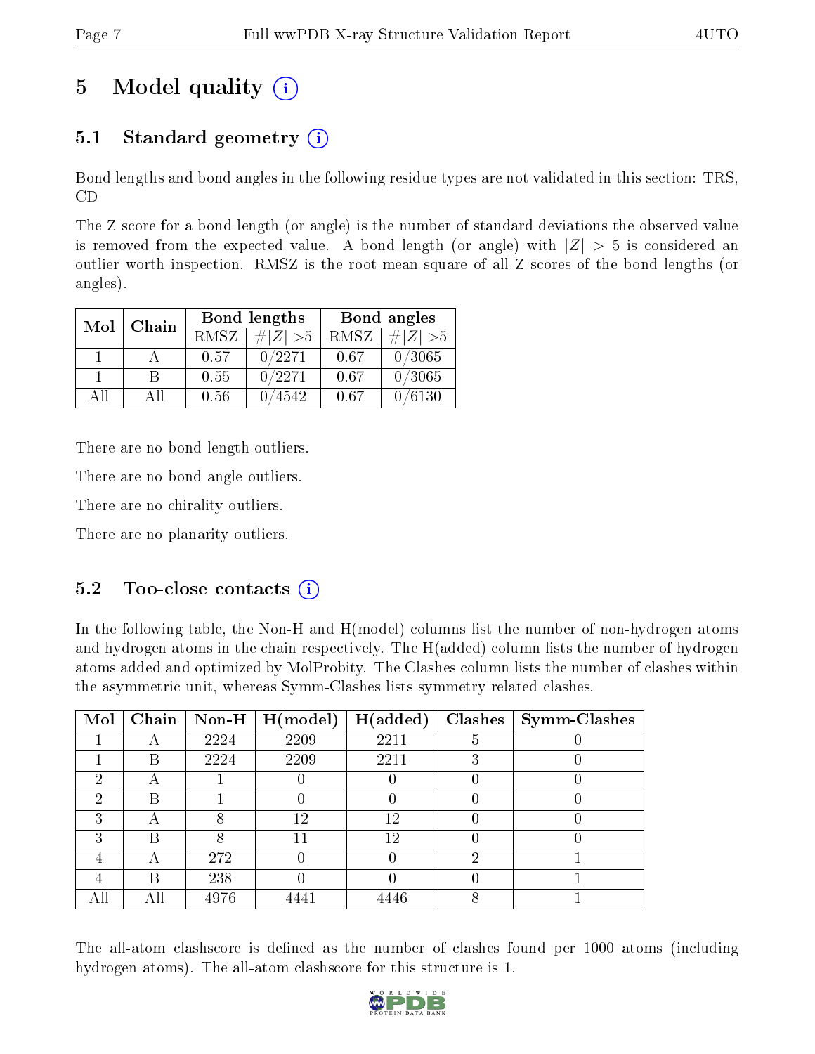# 5 Model quality (i)

## 5.1 Standard geometry (i)

Bond lengths and bond angles in the following residue types are not validated in this section: TRS, CD

The Z score for a bond length (or angle) is the number of standard deviations the observed value is removed from the expected value. A bond length (or angle) with $|Z| > 5$ is considered an outlier worth inspection. RMSZ is the root-mean-square of all Z scores of the bond lengths (or angles).

| Mol | Chain | Bond lengths | | Bond angles | |
|---|---|---|---|---|---|
| | | RMSZ | $\#\|Z\| > 5$ | RMSZ | $\#\|Z\| > 5$ |
| 1 | A | 0.57 | 0/2271 | 0.67 | 0/3065 |
| 1 | B | 0.55 | 0/2271 | 0.67 | 0/3065 |
| All | All | 0.56 | 0/4542 | 0.67 | 0/6130 |

There are no bond length outliers.

There are no bond angle outliers.

There are no chirality outliers.

There are no planarity outliers.

## 5.2 Too-close contacts (i)

In the following table, the Non-H and H(model) columns list the number of non-hydrogen atoms and hydrogen atoms in the chain respectively. The H(added) column lists the number of hydrogen atoms added and optimized by MolProbity. The Clashes column lists the number of clashes within the asymmetric unit, whereas Symm-Clashes lists symmetry related clashes.

| Mol | Chain | Non-H | H(model) | H(added) | Clashes | Symm-Clashes |
|---|---|---|---|---|---|---|
| 1 | A | 2224 | 2209 | 2211 | 5 | 0 |
| 1 | B | 2224 | 2209 | 2211 | 3 | 0 |
| 2 | A | 1 | 0 | 0 | 0 | 0 |
| 2 | B | 1 | 0 | 0 | 0 | 0 |
| 3 | A | 8 | 12 | 12 | 0 | 0 |
| 3 | B | 8 | 11 | 12 | 0 | 0 |
| 4 | A | 272 | 0 | 0 | 2 | 1 |
| 4 | B | 238 | 0 | 0 | 0 | 1 |
| All | All | 4976 | 4441 | 4446 | 8 | 1 |

The all-atom clashscore is defined as the number of clashes found per 1000 atoms (including hydrogen atoms). The all-atom clashscore for this structure is 1.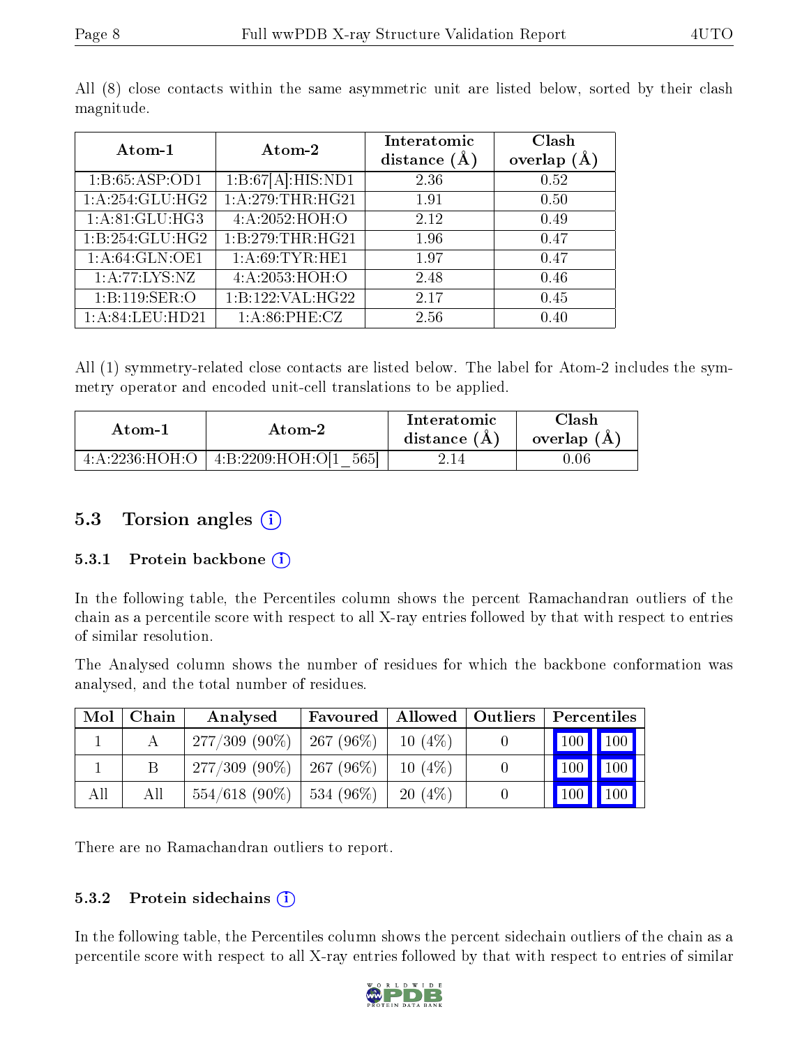All (8) close contacts within the same asymmetric unit are listed below, sorted by their clash magnitude.

| Atom-1 | Atom-2 | Interatomic distance (Å) | Clash overlap (Å) |
|---|---|---|---|
| 1:B:65:ASP:OD1 | 1:B:67[A]:HIS:ND1 | 2.36 | 0.52 |
| 1:A:254:GLU:HG2 | 1:A:279:THR:HG21 | 1.91 | 0.50 |
| 1:A:81:GLU:HG3 | 4:A:2052:HOH:O | 2.12 | 0.49 |
| 1:B:254:GLU:HG2 | 1:B:279:THR:HG21 | 1.96 | 0.47 |
| 1:A:64:GLN:OE1 | 1:A:69:TYR:HE1 | 1.97 | 0.47 |
| 1:A:77:LYS:NZ | 4:A:2053:HOH:O | 2.48 | 0.46 |
| 1:B:119:SER:O | 1:B:122:VAL:HG22 | 2.17 | 0.45 |
| 1:A:84:LEU:HD21 | 1:A:86:PHE:CZ | 2.56 | 0.40 |

All (1) symmetry-related close contacts are listed below. The label for Atom-2 includes the symmetry operator and encoded unit-cell translations to be applied.

| Atom-1 | Atom-2 | Interatomic distance (Å) | Clash overlap (Å) |
|---|---|---|---|
| 4:A:2236:HOH:O | 4:B:2209:HOH:O[1_565] | 2.14 | 0.06 |

## 5.3 Torsion angles

### 5.3.1 Protein backbone

In the following table, the Percentiles column shows the percent Ramachandran outliers of the chain as a percentile score with respect to all X-ray entries followed by that with respect to entries of similar resolution.

The Analysed column shows the number of residues for which the backbone conformation was analysed, and the total number of residues.

| Mol | Chain | Analysed | Favoured | Allowed | Outliers | Percentiles | |
|---|---|---|---|---|---|---|---|
| 1 | A | 277/309 (90%) | 267 (96%) | 10 (4%) | 0 | 100 | 100 |
| 1 | B | 277/309 (90%) | 267 (96%) | 10 (4%) | 0 | 100 | 100 |
| All | All | 554/618 (90%) | 534 (96%) | 20 (4%) | 0 | 100 | 100 |

There are no Ramachandran outliers to report.

### 5.3.2 Protein sidechains

In the following table, the Percentiles column shows the percent sidechain outliers of the chain as a percentile score with respect to all X-ray entries followed by that with respect to entries of similar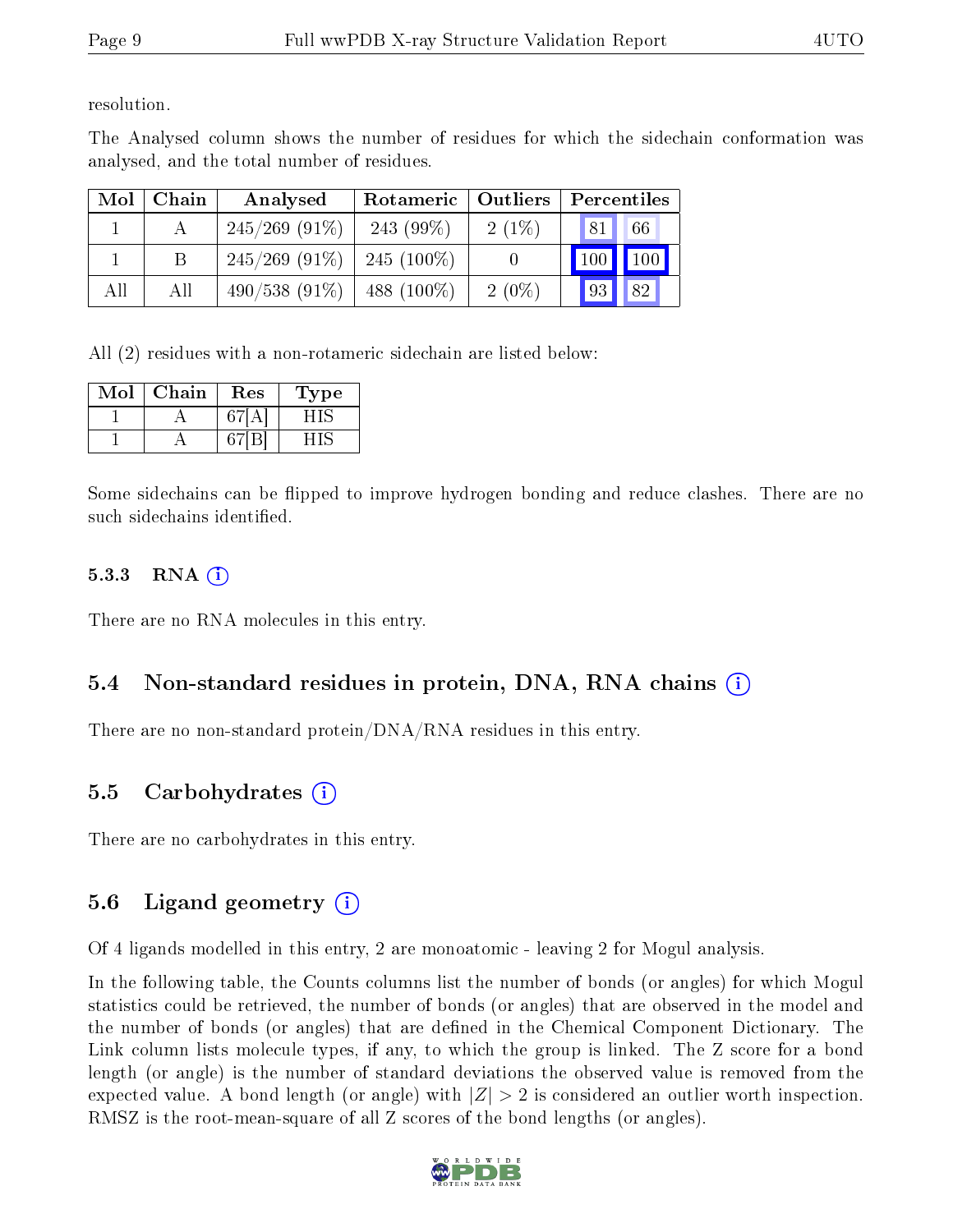resolution.

The Analysed column shows the number of residues for which the sidechain conformation was analysed, and the total number of residues.

| Mol | Chain | Analysed | Rotameric | Outliers | Percentiles | |
|---|---|---|---|---|---|---|
| 1 | A | 245/269 (91%) | 243 (99%) | 2 (1%) | 81 | 66 |
| 1 | B | 245/269 (91%) | 245 (100%) | 0 | 100 | 100 |
| All | All | 490/538 (91%) | 488 (100%) | 2 (0%) | 93 | 82 |

All (2) residues with a non-rotameric sidechain are listed below:

| Mol | Chain | Res | Type |
|---|---|---|---|
| 1 | A | 67[A] | HIS |
| 1 | A | 67[B] | HIS |

Some sidechains can be flipped to improve hydrogen bonding and reduce clashes. There are no such sidechains identified.

#### 5.3.3 RNA

There are no RNA molecules in this entry.

### 5.4 Non-standard residues in protein, DNA, RNA chains

There are no non-standard protein/DNA/RNA residues in this entry.

### 5.5 Carbohydrates

There are no carbohydrates in this entry.

### 5.6 Ligand geometry

Of 4 ligands modelled in this entry, 2 are monoatomic - leaving 2 for Mogul analysis.

In the following table, the Counts columns list the number of bonds (or angles) for which Mogul statistics could be retrieved, the number of bonds (or angles) that are observed in the model and the number of bonds (or angles) that are defined in the Chemical Component Dictionary. The Link column lists molecule types, if any, to which the group is linked. The Z score for a bond length (or angle) is the number of standard deviations the observed value is removed from the expected value. A bond length (or angle) with $|Z| > 2$ is considered an outlier worth inspection. RMSZ is the root-mean-square of all Z scores of the bond lengths (or angles).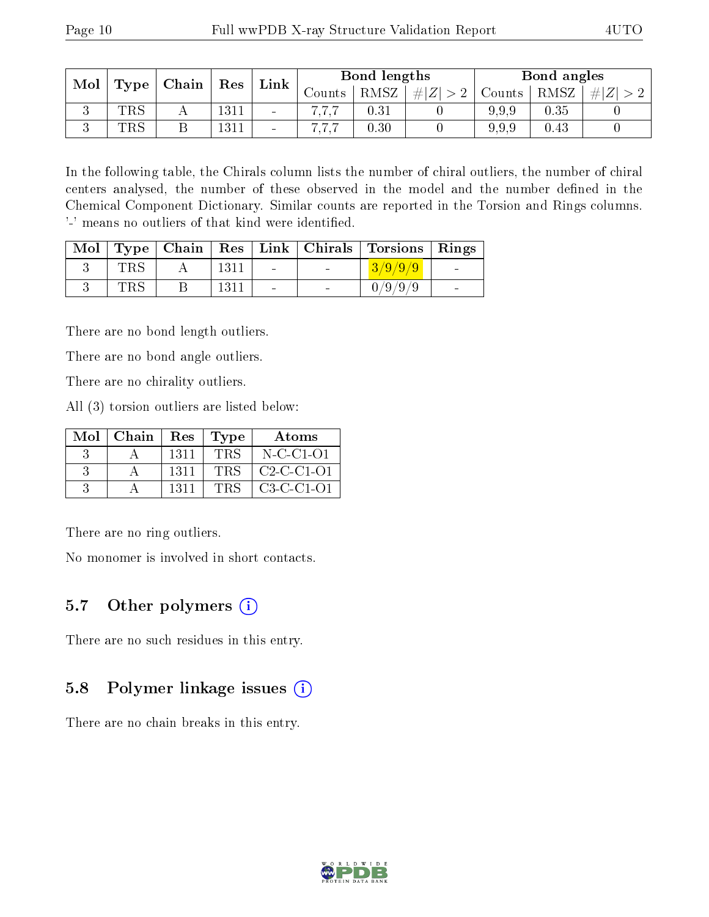| Mol | Type | Chain | Res | Link | Bond lengths | | | Bond angles | | |
|---|---|---|---|---|---|---|---|---|---|---|
| | | | | | Counts | RMSZ | $\#\|Z\|>2$ | Counts | RMSZ | $\#\|Z\|>2$ |
| 3 | TRS | A | 1311 | - | 7,7,7 | 0.31 | 0 | 9,9,9 | 0.35 | 0 |
| 3 | TRS | B | 1311 | - | 7,7,7 | 0.30 | 0 | 9,9,9 | 0.43 | 0 |

In the following table, the Chirals column lists the number of chiral outliers, the number of chiral centers analysed, the number of these observed in the model and the number defined in the Chemical Component Dictionary. Similar counts are reported in the Torsion and Rings columns. '-' means no outliers of that kind were identified.

| Mol | Type | Chain | Res | Link | Chirals | Torsions | Rings |
|---|---|---|---|---|---|---|---|
| 3 | TRS | A | 1311 | - | - | 3/9/9/9 | - |
| 3 | TRS | B | 1311 | - | - | 0/9/9/9 | - |

There are no bond length outliers.

There are no bond angle outliers.

There are no chirality outliers.

All (3) torsion outliers are listed below:

| Mol | Chain | Res | Type | Atoms |
|---|---|---|---|---|
| 3 | A | 1311 | TRS | N-C-C1-O1 |
| 3 | A | 1311 | TRS | C2-C-C1-O1 |
| 3 | A | 1311 | TRS | C3-C-C1-O1 |

There are no ring outliers.

No monomer is involved in short contacts.

## 5.7 Other polymers

There are no such residues in this entry.

## 5.8 Polymer linkage issues

There are no chain breaks in this entry.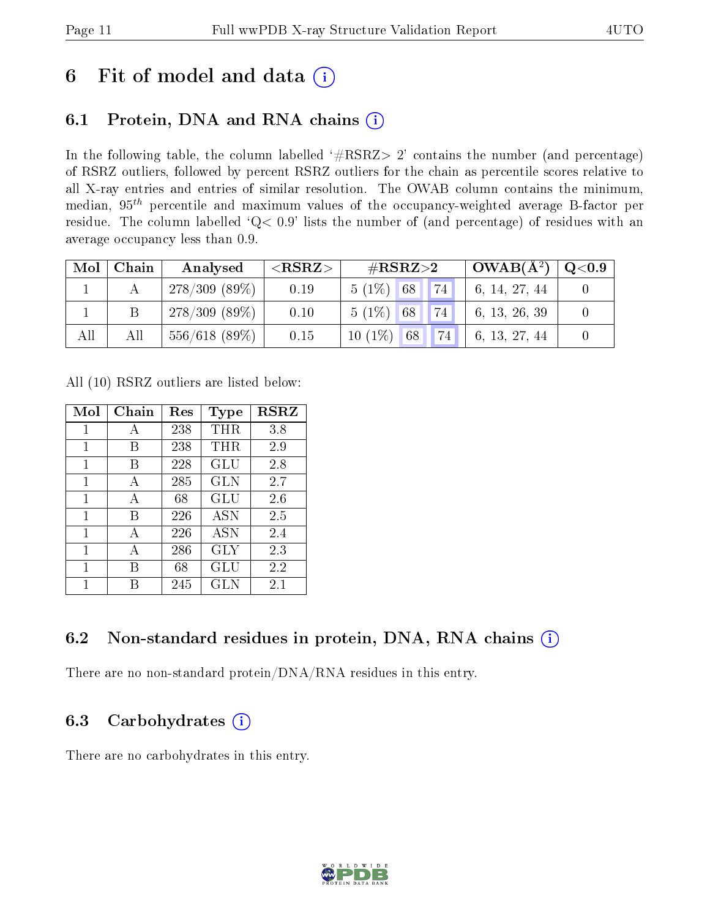# 6 Fit of model and data (i)

## 6.1 Protein, DNA and RNA chains (i)

In the following table, the column labelled '#RSRZ> 2' contains the number (and percentage) of RSRZ outliers, followed by percent RSRZ outliers for the chain as percentile scores relative to all X-ray entries and entries of similar resolution. The OWAB column contains the minimum, median, $95^{th}$ percentile and maximum values of the occupancy-weighted average B-factor per residue. The column labelled 'Q< 0.9' lists the number of (and percentage) of residues with an average occupancy less than 0.9.

| Mol | Chain | Analysed | <RSRZ> | #RSRZ>2 | | | OWAB(Å$^2$) | Q<0.9 |
|---|---|---|---|---|---|---|---|---|
| 1 | A | 278/309 (89%) | 0.19 | 5 (1%) | 68 | 74 | 6, 14, 27, 44 | 0 |
| 1 | B | 278/309 (89%) | 0.10 | 5 (1%) | 68 | 74 | 6, 13, 26, 39 | 0 |
| All | All | 556/618 (89%) | 0.15 | 10 (1%) | 68 | 74 | 6, 13, 27, 44 | 0 |

All (10) RSRZ outliers are listed below:

| Mol | Chain | Res | Type | RSRZ |
|---|---|---|---|---|
| 1 | A | 238 | THR | 3.8 |
| 1 | B | 238 | THR | 2.9 |
| 1 | B | 228 | GLU | 2.8 |
| 1 | A | 285 | GLN | 2.7 |
| 1 | A | 68 | GLU | 2.6 |
| 1 | B | 226 | ASN | 2.5 |
| 1 | A | 226 | ASN | 2.4 |
| 1 | A | 286 | GLY | 2.3 |
| 1 | B | 68 | GLU | 2.2 |
| 1 | B | 245 | GLN | 2.1 |

## 6.2 Non-standard residues in protein, DNA, RNA chains (i)

There are no non-standard protein/DNA/RNA residues in this entry.

## 6.3 Carbohydrates (i)

There are no carbohydrates in this entry.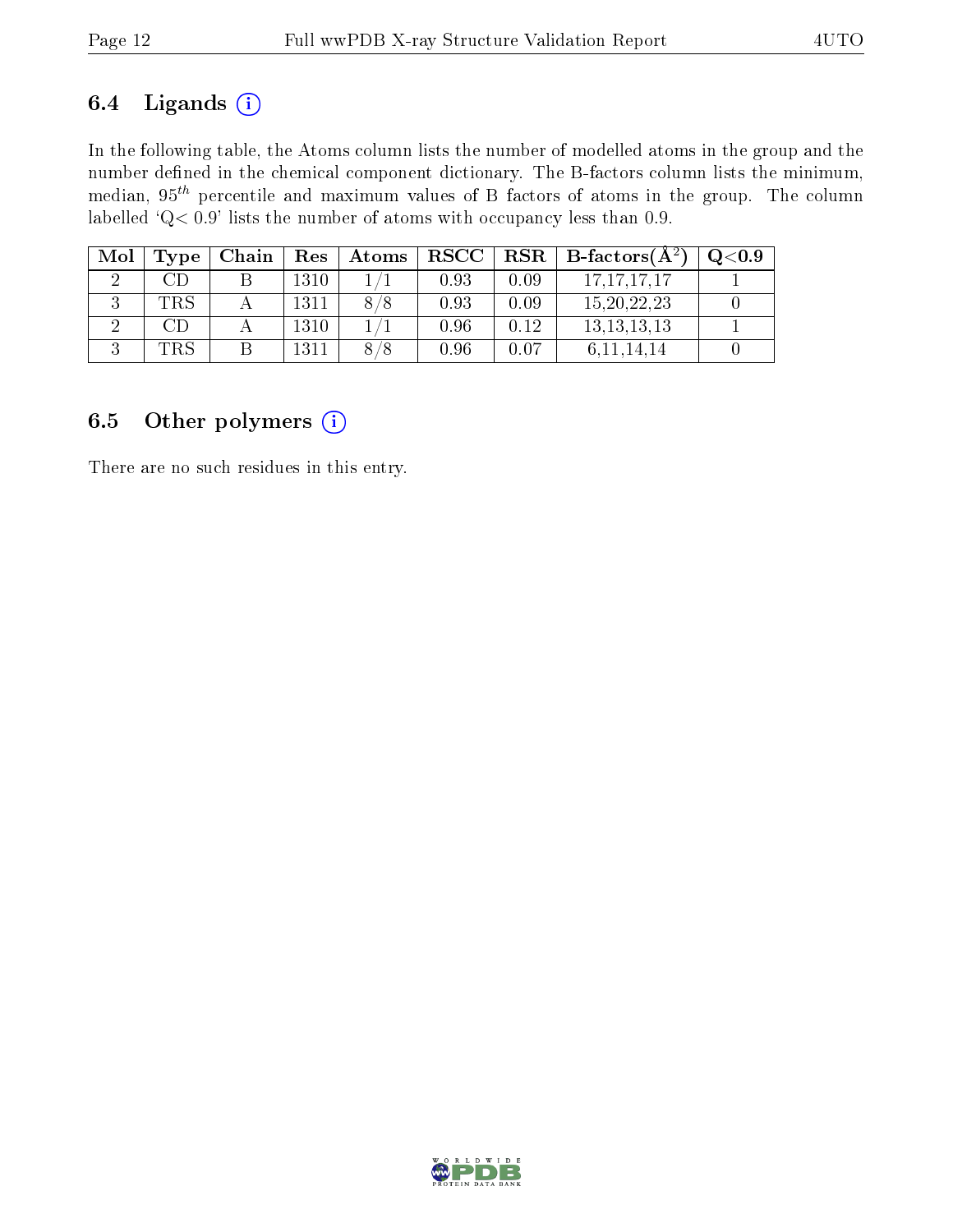### 6.4 Ligands (i)

In the following table, the Atoms column lists the number of modelled atoms in the group and the number defined in the chemical component dictionary. The B-factors column lists the minimum, median, $95^{th}$ percentile and maximum values of B factors of atoms in the group. The column labelled 'Q< 0.9' lists the number of atoms with occupancy less than 0.9.

| Mol | Type | Chain | Res | Atoms | RSCC | RSR | B-factors(Å$^2$) | Q<0.9 |
|---|---|---|---|---|---|---|---|---|
| 2 | CD | B | 1310 | 1/1 | 0.93 | 0.09 | 17,17,17,17 | 1 |
| 3 | TRS | A | 1311 | 8/8 | 0.93 | 0.09 | 15,20,22,23 | 0 |
| 2 | CD | A | 1310 | 1/1 | 0.96 | 0.12 | 13,13,13,13 | 1 |
| 3 | TRS | B | 1311 | 8/8 | 0.96 | 0.07 | 6,11,14,14 | 0 |

### 6.5 Other polymers (i)

There are no such residues in this entry.